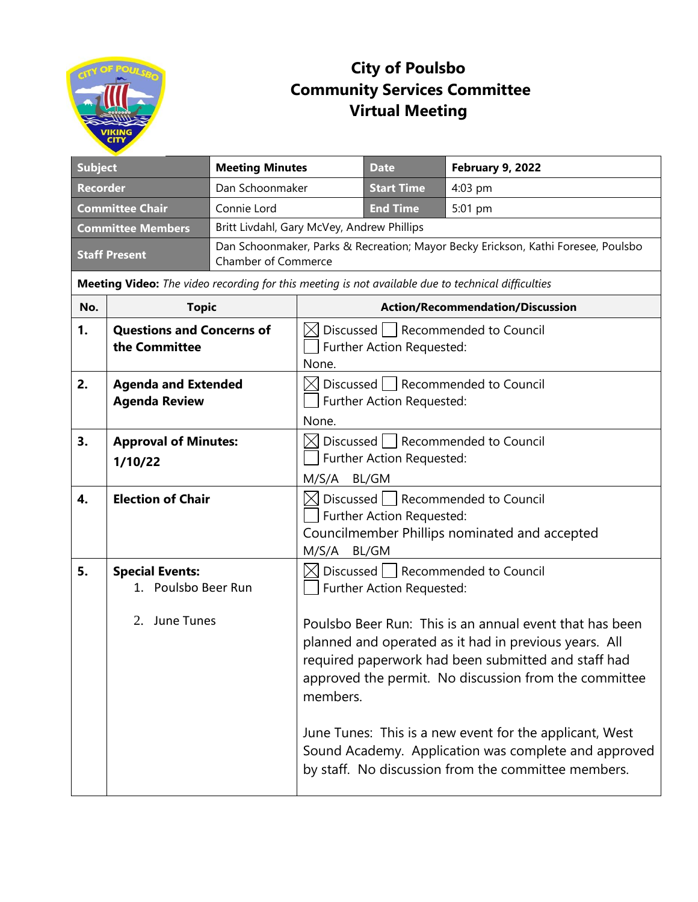# City of Poulsbo
# Community Services Committee
# Virtual Meeting

| Subject | Meeting Minutes | Date | February 9, 2022 |
|---|---|---|---|
| Recorder | Dan Schoonmaker | Start Time | 4:03 pm |
| Committee Chair | Connie Lord | End Time | 5:01 pm |
| Committee Members | Britt Livdahl, Gary McVey, Andrew Phillips | | |
| Staff Present | Dan Schoonmaker, Parks & Recreation; Mayor Becky Erickson, Kathi Foresee, Poulsbo Chamber of Commerce | | |

**Meeting Video:** *The video recording for this meeting is not available due to technical difficulties*

| No. | Topic | Action/Recommendation/Discussion |
|---|---|---|
| 1. | **Questions and Concerns of the Committee** | ☒ Discussed ☐ Recommended to Council<br>☐ Further Action Requested:<br>None. |
| 2. | **Agenda and Extended Agenda Review** | ☒ Discussed ☐ Recommended to Council<br>☐ Further Action Requested:<br>None. |
| 3. | **Approval of Minutes: 1/10/22** | ☒ Discussed ☐ Recommended to Council<br>☐ Further Action Requested:<br>M/S/A BL/GM |
| 4. | **Election of Chair** | ☒ Discussed ☐ Recommended to Council<br>☐ Further Action Requested:<br>Councilmember Phillips nominated and accepted<br>M/S/A BL/GM |
| 5. | **Special Events:**<br>1. Poulsbo Beer Run<br>2. June Tunes | ☒ Discussed ☐ Recommended to Council<br>☐ Further Action Requested:<br><br>Poulsbo Beer Run: This is an annual event that has been planned and operated as it had in previous years. All required paperwork had been submitted and staff had approved the permit. No discussion from the committee members.<br><br>June Tunes: This is a new event for the applicant, West Sound Academy. Application was complete and approved by staff. No discussion from the committee members. |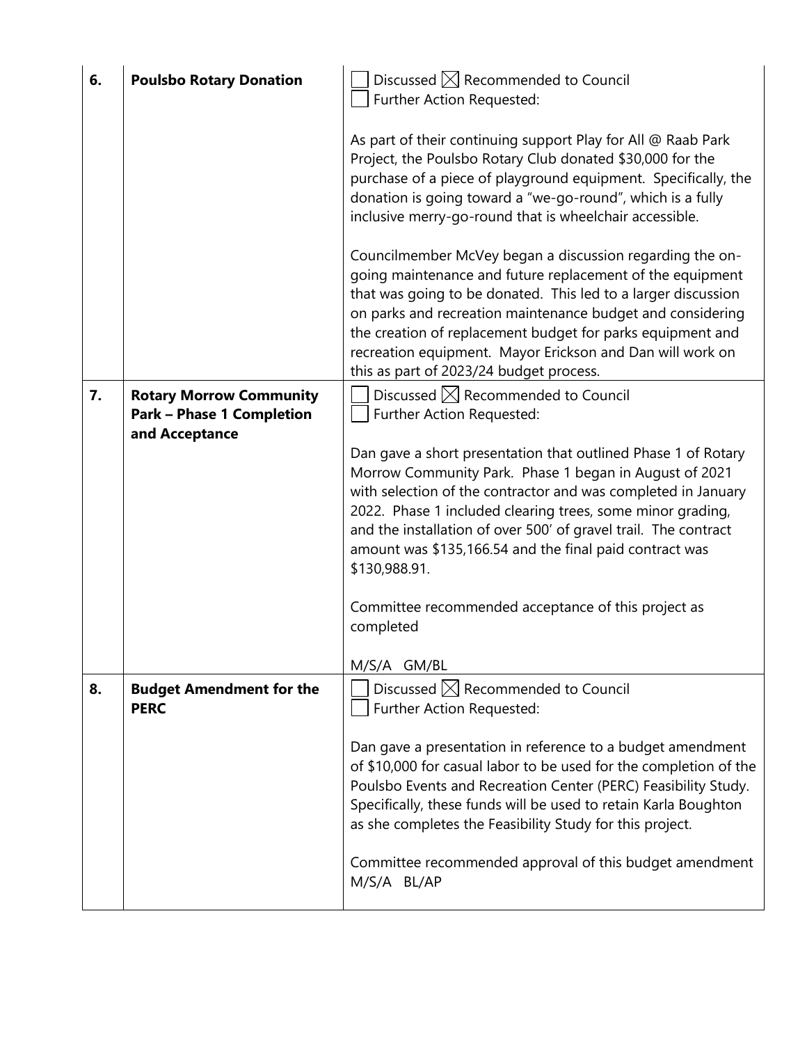| | | |
|---|---|---|
| 6. | **Poulsbo Rotary Donation** | ☐ Discussed ☒ Recommended to Council<br>☐ Further Action Requested:<br><br>As part of their continuing support Play for All @ Raab Park Project, the Poulsbo Rotary Club donated $30,000 for the purchase of a piece of playground equipment. Specifically, the donation is going toward a "we-go-round", which is a fully inclusive merry-go-round that is wheelchair accessible.<br><br>Councilmember McVey began a discussion regarding the on-going maintenance and future replacement of the equipment that was going to be donated. This led to a larger discussion on parks and recreation maintenance budget and considering the creation of replacement budget for parks equipment and recreation equipment. Mayor Erickson and Dan will work on this as part of 2023/24 budget process. |
| 7. | **Rotary Morrow Community Park – Phase 1 Completion and Acceptance** | ☐ Discussed ☒ Recommended to Council<br>☐ Further Action Requested:<br><br>Dan gave a short presentation that outlined Phase 1 of Rotary Morrow Community Park. Phase 1 began in August of 2021 with selection of the contractor and was completed in January 2022. Phase 1 included clearing trees, some minor grading, and the installation of over 500' of gravel trail. The contract amount was $135,166.54 and the final paid contract was $130,988.91.<br><br>Committee recommended acceptance of this project as completed<br><br>M/S/A GM/BL |
| 8. | **Budget Amendment for the PERC** | ☐ Discussed ☒ Recommended to Council<br>☐ Further Action Requested:<br><br>Dan gave a presentation in reference to a budget amendment of $10,000 for casual labor to be used for the completion of the Poulsbo Events and Recreation Center (PERC) Feasibility Study. Specifically, these funds will be used to retain Karla Boughton as she completes the Feasibility Study for this project.<br><br>Committee recommended approval of this budget amendment<br>M/S/A BL/AP |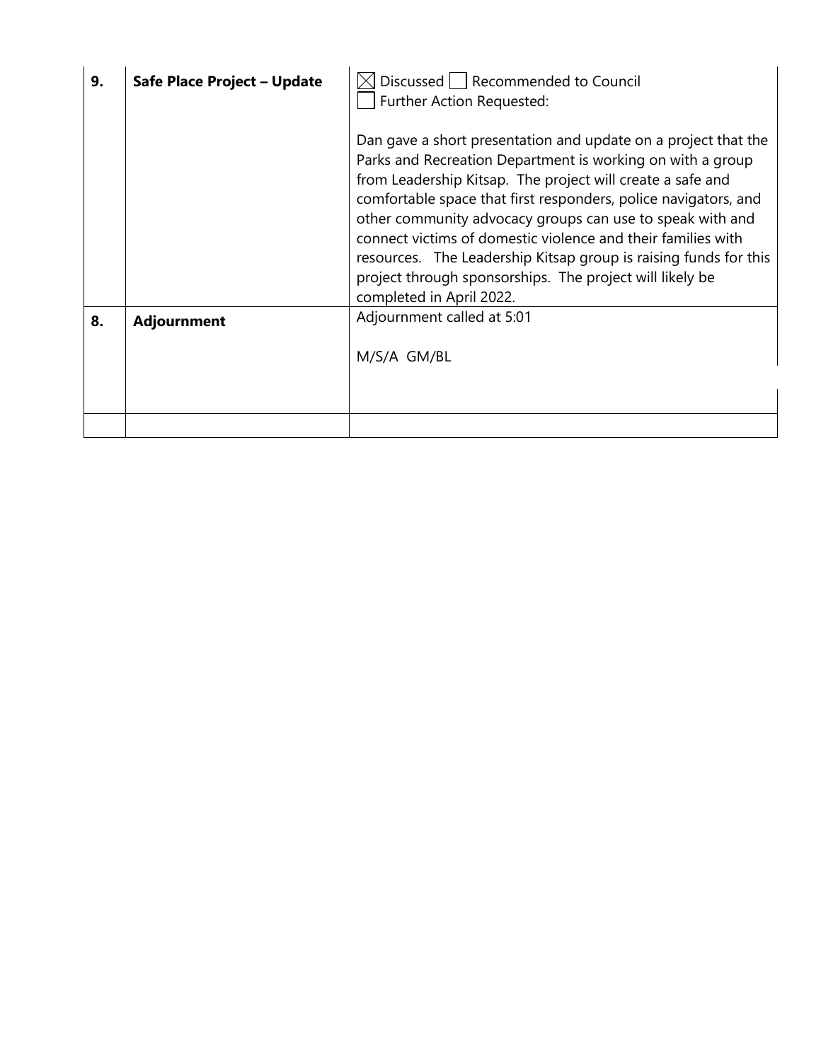| | | |
|---|---|---|
| **9.** | **Safe Place Project – Update** | ☒ Discussed ☐ Recommended to Council ☐ Further Action Requested:<br><br>Dan gave a short presentation and update on a project that the Parks and Recreation Department is working on with a group from Leadership Kitsap. The project will create a safe and comfortable space that first responders, police navigators, and other community advocacy groups can use to speak with and connect victims of domestic violence and their families with resources. The Leadership Kitsap group is raising funds for this project through sponsorships. The project will likely be completed in April 2022. |
| **8.** | **Adjournment** | Adjournment called at 5:01<br><br>M/S/A GM/BL |
| | | |